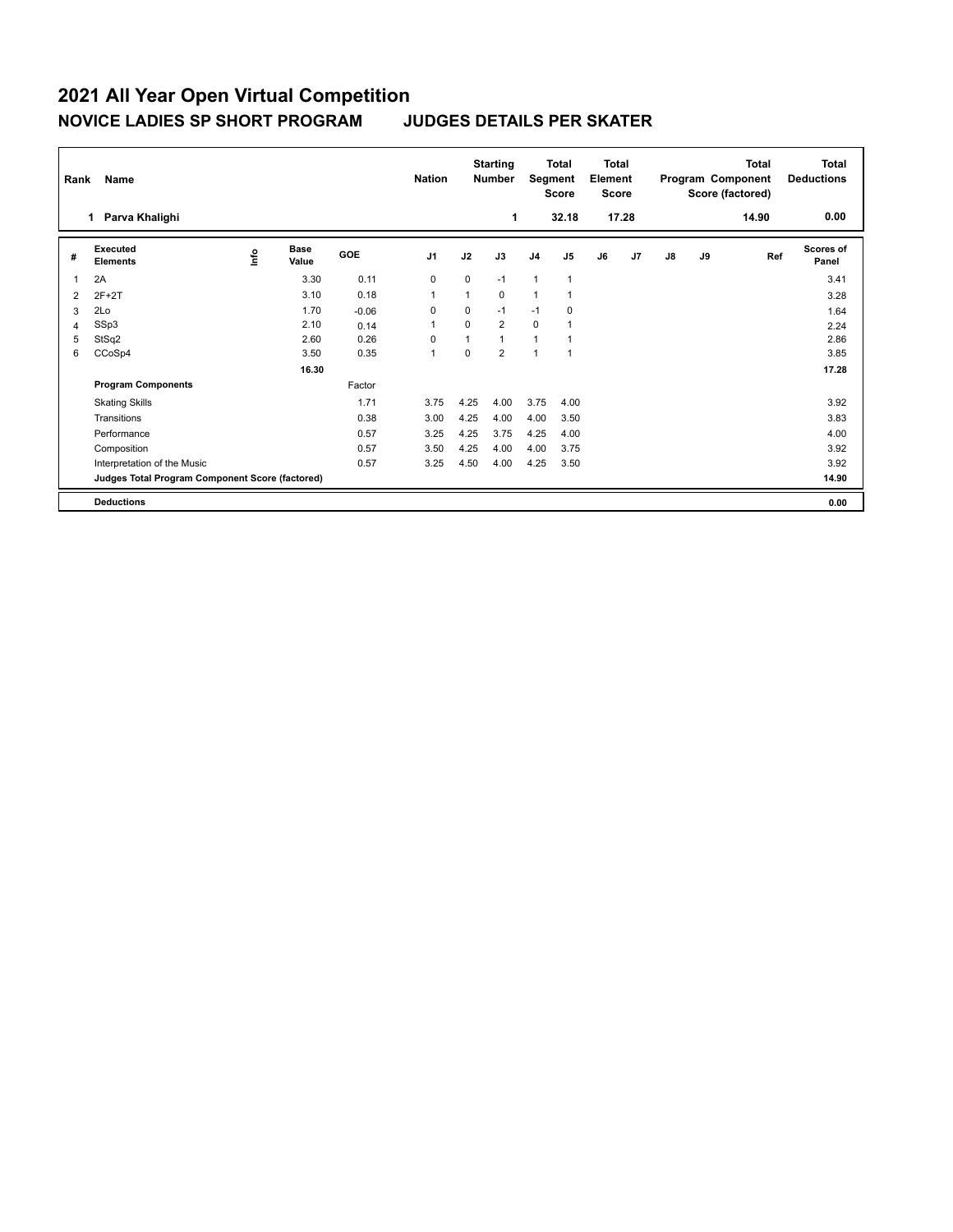# 2021 All Year Open Virtual Competition

## NOVICE LADIES SP SHORT PROGRAM JUDGES DETAILS PER SKATER

| Rank | Name | Nation | Starting Number | Total Segment Score | Total Element Score | Total Program Component Score (factored) | Total Deductions |
|---|---|---|---|---|---|---|---|
| 1 | Parva Khalighi | | 1 | 32.18 | 17.28 | 14.90 | 0.00 |

| # | Executed Elements | Info | Base Value | GOE | J1 | J2 | J3 | J4 | J5 | J6 | J7 | J8 | J9 | Ref | Scores of Panel |
|---|---|---|---|---|---|---|---|---|---|---|---|---|---|---|---|
| 1 | 2A | | 3.30 | 0.11 | 0 | 0 | -1 | 1 | 1 | | | | | | 3.41 |
| 2 | 2F+2T | | 3.10 | 0.18 | 1 | 1 | 0 | 1 | 1 | | | | | | 3.28 |
| 3 | 2Lo | | 1.70 | -0.06 | 0 | 0 | -1 | -1 | 0 | | | | | | 1.64 |
| 4 | SSp3 | | 2.10 | 0.14 | 1 | 0 | 2 | 0 | 1 | | | | | | 2.24 |
| 5 | StSq2 | | 2.60 | 0.26 | 0 | 1 | 1 | 1 | 1 | | | | | | 2.86 |
| 6 | CCoSp4 | | 3.50 | 0.35 | 1 | 0 | 2 | 1 | 1 | | | | | | 3.85 |
| | | | 16.30 | | | | | | | | | | | | 17.28 |
| | **Program Components** | | | Factor | | | | | | | | | | | |
| | Skating Skills | | | 1.71 | 3.75 | 4.25 | 4.00 | 3.75 | 4.00 | | | | | | 3.92 |
| | Transitions | | | 0.38 | 3.00 | 4.25 | 4.00 | 4.00 | 3.50 | | | | | | 3.83 |
| | Performance | | | 0.57 | 3.25 | 4.25 | 3.75 | 4.25 | 4.00 | | | | | | 4.00 |
| | Composition | | | 0.57 | 3.50 | 4.25 | 4.00 | 4.00 | 3.75 | | | | | | 3.92 |
| | Interpretation of the Music | | | 0.57 | 3.25 | 4.50 | 4.00 | 4.25 | 3.50 | | | | | | 3.92 |
| | **Judges Total Program Component Score (factored)** | | | | | | | | | | | | | | 14.90 |
| | **Deductions** | | | | | | | | | | | | | | 0.00 |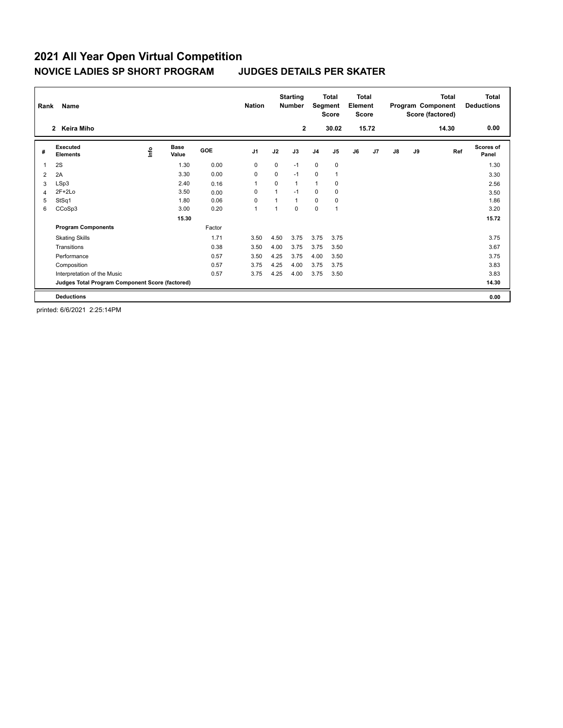# 2021 All Year Open Virtual Competition

## NOVICE LADIES SP SHORT PROGRAM JUDGES DETAILS PER SKATER

| Rank | Name | Nation | Starting Number | Total Segment Score | Total Element Score | Total Program Component Score (factored) | Total Deductions |
|---|---|---|---|---|---|---|---|
| 2 | Keira Miho | | 2 | 30.02 | 15.72 | 14.30 | 0.00 |

| # | Executed Elements | Info | Base Value | GOE | J1 | J2 | J3 | J4 | J5 | J6 | J7 | J8 | J9 | Ref | Scores of Panel |
|---|---|---|---|---|---|---|---|---|---|---|---|---|---|---|---|
| 1 | 2S | | 1.30 | 0.00 | 0 | 0 | -1 | 0 | 0 | | | | | | 1.30 |
| 2 | 2A | | 3.30 | 0.00 | 0 | 0 | -1 | 0 | 1 | | | | | | 3.30 |
| 3 | LSp3 | | 2.40 | 0.16 | 1 | 0 | 1 | 1 | 0 | | | | | | 2.56 |
| 4 | 2F+2Lo | | 3.50 | 0.00 | 0 | 1 | -1 | 0 | 0 | | | | | | 3.50 |
| 5 | StSq1 | | 1.80 | 0.06 | 0 | 1 | 1 | 0 | 0 | | | | | | 1.86 |
| 6 | CCoSp3 | | 3.00 | 0.20 | 1 | 1 | 0 | 0 | 1 | | | | | | 3.20 |
| | | | 15.30 | | | | | | | | | | | | 15.72 |
| | **Program Components** | | | Factor | | | | | | | | | | | |
| | Skating Skills | | | 1.71 | 3.50 | 4.50 | 3.75 | 3.75 | 3.75 | | | | | | 3.75 |
| | Transitions | | | 0.38 | 3.50 | 4.00 | 3.75 | 3.75 | 3.50 | | | | | | 3.67 |
| | Performance | | | 0.57 | 3.50 | 4.25 | 3.75 | 4.00 | 3.50 | | | | | | 3.75 |
| | Composition | | | 0.57 | 3.75 | 4.25 | 4.00 | 3.75 | 3.75 | | | | | | 3.83 |
| | Interpretation of the Music | | | 0.57 | 3.75 | 4.25 | 4.00 | 3.75 | 3.50 | | | | | | 3.83 |
| | **Judges Total Program Component Score (factored)** | | | | | | | | | | | | | | 14.30 |
| | **Deductions** | | | | | | | | | | | | | | 0.00 |

printed: 6/6/2021 2:25:14PM